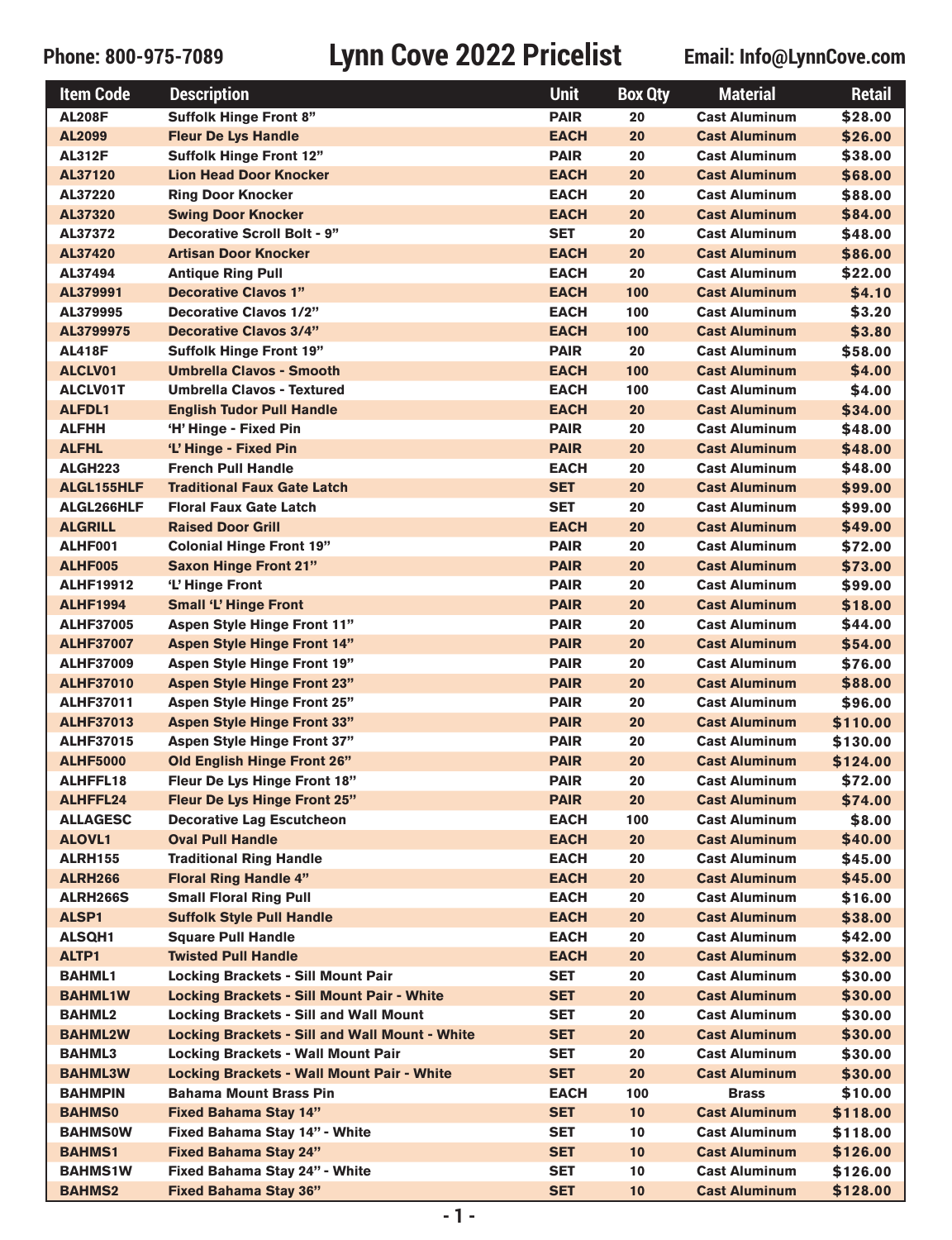Phone: 800-975-7089

# Lynn Cove 2022 Pricelist

Email: Info@LynnCove.com

| Item Code | Description | Unit | Box Qty | Material | Retail |
|---|---|---|---|---|---|
| AL208F | Suffolk Hinge Front 8" | PAIR | 20 | Cast Aluminum | $28.00 |
| AL2099 | Fleur De Lys Handle | EACH | 20 | Cast Aluminum | $26.00 |
| AL312F | Suffolk Hinge Front 12" | PAIR | 20 | Cast Aluminum | $38.00 |
| AL37120 | Lion Head Door Knocker | EACH | 20 | Cast Aluminum | $68.00 |
| AL37220 | Ring Door Knocker | EACH | 20 | Cast Aluminum | $88.00 |
| AL37320 | Swing Door Knocker | EACH | 20 | Cast Aluminum | $84.00 |
| AL37372 | Decorative Scroll Bolt - 9" | SET | 20 | Cast Aluminum | $48.00 |
| AL37420 | Artisan Door Knocker | EACH | 20 | Cast Aluminum | $86.00 |
| AL37494 | Antique Ring Pull | EACH | 20 | Cast Aluminum | $22.00 |
| AL379991 | Decorative Clavos 1" | EACH | 100 | Cast Aluminum | $4.10 |
| AL379995 | Decorative Clavos 1/2" | EACH | 100 | Cast Aluminum | $3.20 |
| AL3799975 | Decorative Clavos 3/4" | EACH | 100 | Cast Aluminum | $3.80 |
| AL418F | Suffolk Hinge Front 19" | PAIR | 20 | Cast Aluminum | $58.00 |
| ALCLV01 | Umbrella Clavos - Smooth | EACH | 100 | Cast Aluminum | $4.00 |
| ALCLV01T | Umbrella Clavos - Textured | EACH | 100 | Cast Aluminum | $4.00 |
| ALFDL1 | English Tudor Pull Handle | EACH | 20 | Cast Aluminum | $34.00 |
| ALFHH | 'H' Hinge - Fixed Pin | PAIR | 20 | Cast Aluminum | $48.00 |
| ALFHL | 'L' Hinge - Fixed Pin | PAIR | 20 | Cast Aluminum | $48.00 |
| ALGH223 | French Pull Handle | EACH | 20 | Cast Aluminum | $48.00 |
| ALGL155HLF | Traditional Faux Gate Latch | SET | 20 | Cast Aluminum | $99.00 |
| ALGL266HLF | Floral Faux Gate Latch | SET | 20 | Cast Aluminum | $99.00 |
| ALGRILL | Raised Door Grill | EACH | 20 | Cast Aluminum | $49.00 |
| ALHF001 | Colonial Hinge Front 19" | PAIR | 20 | Cast Aluminum | $72.00 |
| ALHF005 | Saxon Hinge Front 21" | PAIR | 20 | Cast Aluminum | $73.00 |
| ALHF19912 | 'L' Hinge Front | PAIR | 20 | Cast Aluminum | $99.00 |
| ALHF1994 | Small 'L' Hinge Front | PAIR | 20 | Cast Aluminum | $18.00 |
| ALHF37005 | Aspen Style Hinge Front 11" | PAIR | 20 | Cast Aluminum | $44.00 |
| ALHF37007 | Aspen Style Hinge Front 14" | PAIR | 20 | Cast Aluminum | $54.00 |
| ALHF37009 | Aspen Style Hinge Front 19" | PAIR | 20 | Cast Aluminum | $76.00 |
| ALHF37010 | Aspen Style Hinge Front 23" | PAIR | 20 | Cast Aluminum | $88.00 |
| ALHF37011 | Aspen Style Hinge Front 25" | PAIR | 20 | Cast Aluminum | $96.00 |
| ALHF37013 | Aspen Style Hinge Front 33" | PAIR | 20 | Cast Aluminum | $110.00 |
| ALHF37015 | Aspen Style Hinge Front 37" | PAIR | 20 | Cast Aluminum | $130.00 |
| ALHF5000 | Old English Hinge Front 26" | PAIR | 20 | Cast Aluminum | $124.00 |
| ALHFFL18 | Fleur De Lys Hinge Front 18" | PAIR | 20 | Cast Aluminum | $72.00 |
| ALHFFL24 | Fleur De Lys Hinge Front 25" | PAIR | 20 | Cast Aluminum | $74.00 |
| ALLAGESC | Decorative Lag Escutcheon | EACH | 100 | Cast Aluminum | $8.00 |
| ALOVL1 | Oval Pull Handle | EACH | 20 | Cast Aluminum | $40.00 |
| ALRH155 | Traditional Ring Handle | EACH | 20 | Cast Aluminum | $45.00 |
| ALRH266 | Floral Ring Handle 4" | EACH | 20 | Cast Aluminum | $45.00 |
| ALRH266S | Small Floral Ring Pull | EACH | 20 | Cast Aluminum | $16.00 |
| ALSP1 | Suffolk Style Pull Handle | EACH | 20 | Cast Aluminum | $38.00 |
| ALSQH1 | Square Pull Handle | EACH | 20 | Cast Aluminum | $42.00 |
| ALTP1 | Twisted Pull Handle | EACH | 20 | Cast Aluminum | $32.00 |
| BAHML1 | Locking Brackets - Sill Mount Pair | SET | 20 | Cast Aluminum | $30.00 |
| BAHML1W | Locking Brackets - Sill Mount Pair - White | SET | 20 | Cast Aluminum | $30.00 |
| BAHML2 | Locking Brackets - Sill and Wall Mount | SET | 20 | Cast Aluminum | $30.00 |
| BAHML2W | Locking Brackets - Sill and Wall Mount - White | SET | 20 | Cast Aluminum | $30.00 |
| BAHML3 | Locking Brackets - Wall Mount Pair | SET | 20 | Cast Aluminum | $30.00 |
| BAHML3W | Locking Brackets - Wall Mount Pair - White | SET | 20 | Cast Aluminum | $30.00 |
| BAHMPIN | Bahama Mount Brass Pin | EACH | 100 | Brass | $10.00 |
| BAHMS0 | Fixed Bahama Stay 14" | SET | 10 | Cast Aluminum | $118.00 |
| BAHMS0W | Fixed Bahama Stay 14" - White | SET | 10 | Cast Aluminum | $118.00 |
| BAHMS1 | Fixed Bahama Stay 24" | SET | 10 | Cast Aluminum | $126.00 |
| BAHMS1W | Fixed Bahama Stay 24" - White | SET | 10 | Cast Aluminum | $126.00 |
| BAHMS2 | Fixed Bahama Stay 36" | SET | 10 | Cast Aluminum | $128.00 |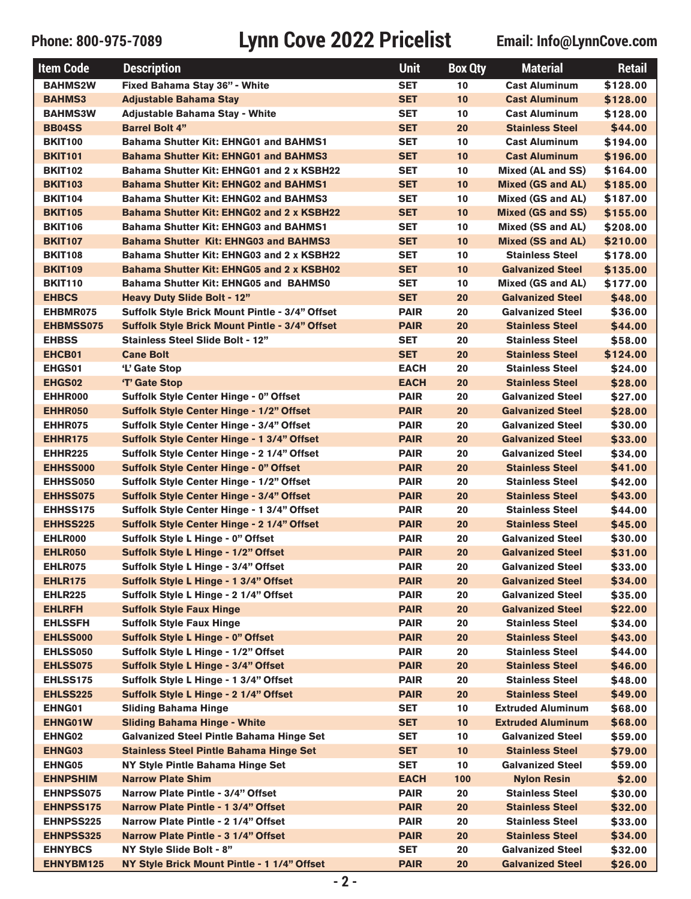Phone: 800-975-7089

# Lynn Cove 2022 Pricelist

Email: Info@LynnCove.com

| Item Code | Description | Unit | Box Qty | Material | Retail |
|---|---|---|---|---|---|
| BAHMS2W | Fixed Bahama Stay 36" - White | SET | 10 | Cast Aluminum | $128.00 |
| BAHMS3 | Adjustable Bahama Stay | SET | 10 | Cast Aluminum | $128.00 |
| BAHMS3W | Adjustable Bahama Stay - White | SET | 10 | Cast Aluminum | $128.00 |
| BB04SS | Barrel Bolt 4" | SET | 20 | Stainless Steel | $44.00 |
| BKIT100 | Bahama Shutter Kit: EHNG01 and BAHMS1 | SET | 10 | Cast Aluminum | $194.00 |
| BKIT101 | Bahama Shutter Kit: EHNG01 and BAHMS3 | SET | 10 | Cast Aluminum | $196.00 |
| BKIT102 | Bahama Shutter Kit: EHNG01 and 2 x KSBH22 | SET | 10 | Mixed (AL and SS) | $164.00 |
| BKIT103 | Bahama Shutter Kit: EHNG02 and BAHMS1 | SET | 10 | Mixed (GS and AL) | $185.00 |
| BKIT104 | Bahama Shutter Kit: EHNG02 and BAHMS3 | SET | 10 | Mixed (GS and AL) | $187.00 |
| BKIT105 | Bahama Shutter Kit: EHNG02 and 2 x KSBH22 | SET | 10 | Mixed (GS and SS) | $155.00 |
| BKIT106 | Bahama Shutter Kit: EHNG03 and BAHMS1 | SET | 10 | Mixed (SS and AL) | $208.00 |
| BKIT107 | Bahama Shutter Kit: EHNG03 and BAHMS3 | SET | 10 | Mixed (SS and AL) | $210.00 |
| BKIT108 | Bahama Shutter Kit: EHNG03 and 2 x KSBH22 | SET | 10 | Stainless Steel | $178.00 |
| BKIT109 | Bahama Shutter Kit: EHNG05 and 2 x KSBH02 | SET | 10 | Galvanized Steel | $135.00 |
| BKIT110 | Bahama Shutter Kit: EHNG05 and BAHMS0 | SET | 10 | Mixed (GS and AL) | $177.00 |
| EHBCS | Heavy Duty Slide Bolt - 12" | SET | 20 | Galvanized Steel | $48.00 |
| EHBMR075 | Suffolk Style Brick Mount Pintle - 3/4" Offset | PAIR | 20 | Galvanized Steel | $36.00 |
| EHBMSS075 | Suffolk Style Brick Mount Pintle - 3/4" Offset | PAIR | 20 | Stainless Steel | $44.00 |
| EHBSS | Stainless Steel Slide Bolt - 12" | SET | 20 | Stainless Steel | $58.00 |
| EHCB01 | Cane Bolt | SET | 20 | Stainless Steel | $124.00 |
| EHGS01 | 'L' Gate Stop | EACH | 20 | Stainless Steel | $24.00 |
| EHGS02 | 'T' Gate Stop | EACH | 20 | Stainless Steel | $28.00 |
| EHHR000 | Suffolk Style Center Hinge - 0" Offset | PAIR | 20 | Galvanized Steel | $27.00 |
| EHHR050 | Suffolk Style Center Hinge - 1/2" Offset | PAIR | 20 | Galvanized Steel | $28.00 |
| EHHR075 | Suffolk Style Center Hinge - 3/4" Offset | PAIR | 20 | Galvanized Steel | $30.00 |
| EHHR175 | Suffolk Style Center Hinge - 1 3/4" Offset | PAIR | 20 | Galvanized Steel | $33.00 |
| EHHR225 | Suffolk Style Center Hinge - 2 1/4" Offset | PAIR | 20 | Galvanized Steel | $34.00 |
| EHHSS000 | Suffolk Style Center Hinge - 0" Offset | PAIR | 20 | Stainless Steel | $41.00 |
| EHHSS050 | Suffolk Style Center Hinge - 1/2" Offset | PAIR | 20 | Stainless Steel | $42.00 |
| EHHSS075 | Suffolk Style Center Hinge - 3/4" Offset | PAIR | 20 | Stainless Steel | $43.00 |
| EHHSS175 | Suffolk Style Center Hinge - 1 3/4" Offset | PAIR | 20 | Stainless Steel | $44.00 |
| EHHSS225 | Suffolk Style Center Hinge - 2 1/4" Offset | PAIR | 20 | Stainless Steel | $45.00 |
| EHLR000 | Suffolk Style L Hinge - 0" Offset | PAIR | 20 | Galvanized Steel | $30.00 |
| EHLR050 | Suffolk Style L Hinge - 1/2" Offset | PAIR | 20 | Galvanized Steel | $31.00 |
| EHLR075 | Suffolk Style L Hinge - 3/4" Offset | PAIR | 20 | Galvanized Steel | $33.00 |
| EHLR175 | Suffolk Style L Hinge - 1 3/4" Offset | PAIR | 20 | Galvanized Steel | $34.00 |
| EHLR225 | Suffolk Style L Hinge - 2 1/4" Offset | PAIR | 20 | Galvanized Steel | $35.00 |
| EHLRFH | Suffolk Style Faux Hinge | PAIR | 20 | Galvanized Steel | $22.00 |
| EHLSSFH | Suffolk Style Faux Hinge | PAIR | 20 | Stainless Steel | $34.00 |
| EHLSS000 | Suffolk Style L Hinge - 0" Offset | PAIR | 20 | Stainless Steel | $43.00 |
| EHLSS050 | Suffolk Style L Hinge - 1/2" Offset | PAIR | 20 | Stainless Steel | $44.00 |
| EHLSS075 | Suffolk Style L Hinge - 3/4" Offset | PAIR | 20 | Stainless Steel | $46.00 |
| EHLSS175 | Suffolk Style L Hinge - 1 3/4" Offset | PAIR | 20 | Stainless Steel | $48.00 |
| EHLSS225 | Suffolk Style L Hinge - 2 1/4" Offset | PAIR | 20 | Stainless Steel | $49.00 |
| EHNG01 | Sliding Bahama Hinge | SET | 10 | Extruded Aluminum | $68.00 |
| EHNG01W | Sliding Bahama Hinge - White | SET | 10 | Extruded Aluminum | $68.00 |
| EHNG02 | Galvanized Steel Pintle Bahama Hinge Set | SET | 10 | Galvanized Steel | $59.00 |
| EHNG03 | Stainless Steel Pintle Bahama Hinge Set | SET | 10 | Stainless Steel | $79.00 |
| EHNG05 | NY Style Pintle Bahama Hinge Set | SET | 10 | Galvanized Steel | $59.00 |
| EHNPSHIM | Narrow Plate Shim | EACH | 100 | Nylon Resin | $2.00 |
| EHNPSS075 | Narrow Plate Pintle - 3/4" Offset | PAIR | 20 | Stainless Steel | $30.00 |
| EHNPSS175 | Narrow Plate Pintle - 1 3/4" Offset | PAIR | 20 | Stainless Steel | $32.00 |
| EHNPSS225 | Narrow Plate Pintle - 2 1/4" Offset | PAIR | 20 | Stainless Steel | $33.00 |
| EHNPSS325 | Narrow Plate Pintle - 3 1/4" Offset | PAIR | 20 | Stainless Steel | $34.00 |
| EHNYBCS | NY Style Slide Bolt - 8" | SET | 20 | Galvanized Steel | $32.00 |
| EHNYBM125 | NY Style Brick Mount Pintle - 1 1/4" Offset | PAIR | 20 | Galvanized Steel | $26.00 |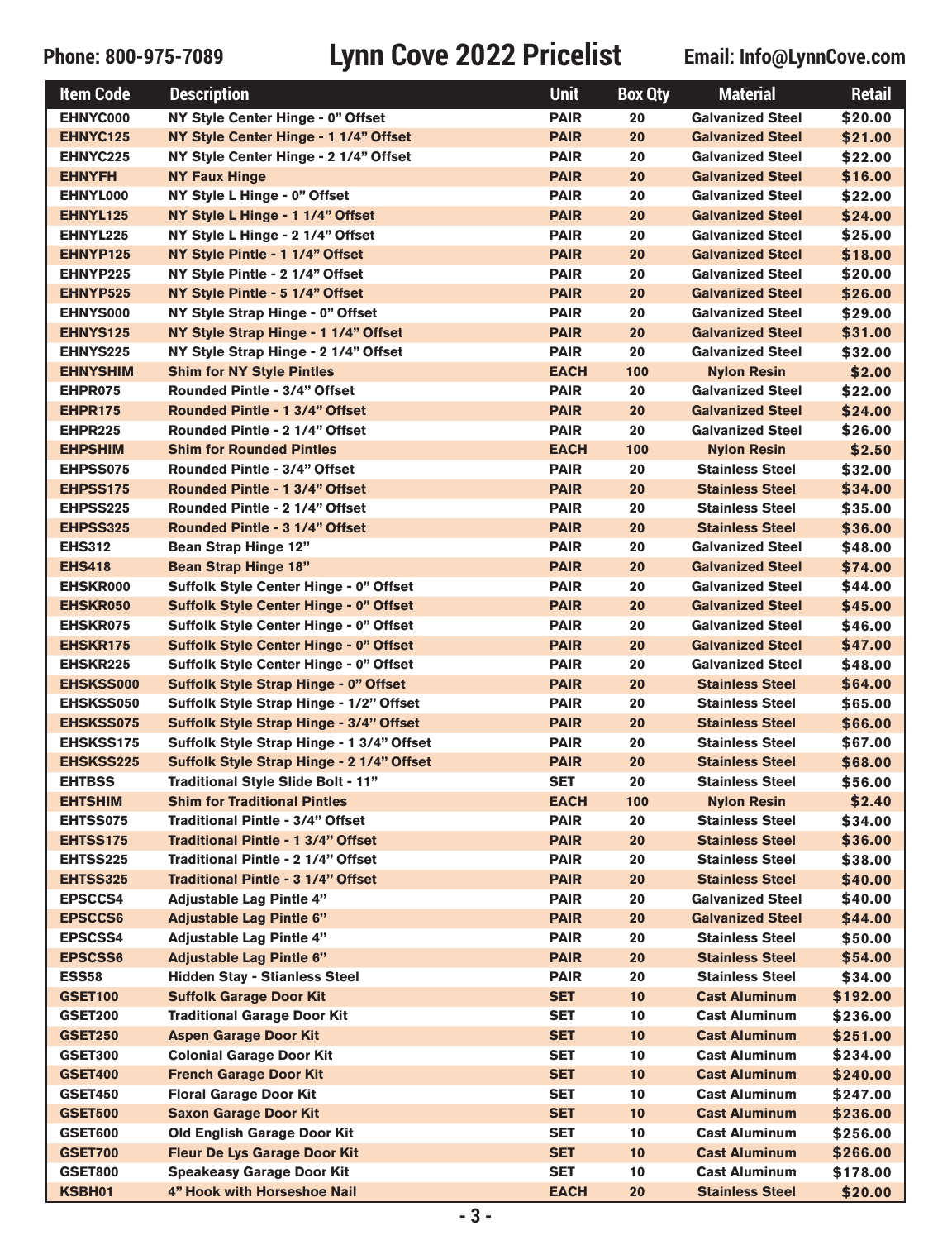Phone: 800-975-7089

# Lynn Cove 2022 Pricelist

Email: Info@LynnCove.com

| Item Code | Description | Unit | Box Qty | Material | Retail |
|---|---|---|---|---|---|
| EHNYC000 | NY Style Center Hinge - 0" Offset | PAIR | 20 | Galvanized Steel | $20.00 |
| EHNYC125 | NY Style Center Hinge - 1 1/4" Offset | PAIR | 20 | Galvanized Steel | $21.00 |
| EHNYC225 | NY Style Center Hinge - 2 1/4" Offset | PAIR | 20 | Galvanized Steel | $22.00 |
| EHNYFH | NY Faux Hinge | PAIR | 20 | Galvanized Steel | $16.00 |
| EHNYL000 | NY Style L Hinge - 0" Offset | PAIR | 20 | Galvanized Steel | $22.00 |
| EHNYL125 | NY Style L Hinge - 1 1/4" Offset | PAIR | 20 | Galvanized Steel | $24.00 |
| EHNYL225 | NY Style L Hinge - 2 1/4" Offset | PAIR | 20 | Galvanized Steel | $25.00 |
| EHNYP125 | NY Style Pintle - 1 1/4" Offset | PAIR | 20 | Galvanized Steel | $18.00 |
| EHNYP225 | NY Style Pintle - 2 1/4" Offset | PAIR | 20 | Galvanized Steel | $20.00 |
| EHNYP525 | NY Style Pintle - 5 1/4" Offset | PAIR | 20 | Galvanized Steel | $26.00 |
| EHNYS000 | NY Style Strap Hinge - 0" Offset | PAIR | 20 | Galvanized Steel | $29.00 |
| EHNYS125 | NY Style Strap Hinge - 1 1/4" Offset | PAIR | 20 | Galvanized Steel | $31.00 |
| EHNYS225 | NY Style Strap Hinge - 2 1/4" Offset | PAIR | 20 | Galvanized Steel | $32.00 |
| EHNYSHIM | Shim for NY Style Pintles | EACH | 100 | Nylon Resin | $2.00 |
| EHPR075 | Rounded Pintle - 3/4" Offset | PAIR | 20 | Galvanized Steel | $22.00 |
| EHPR175 | Rounded Pintle - 1 3/4" Offset | PAIR | 20 | Galvanized Steel | $24.00 |
| EHPR225 | Rounded Pintle - 2 1/4" Offset | PAIR | 20 | Galvanized Steel | $26.00 |
| EHPSHIM | Shim for Rounded Pintles | EACH | 100 | Nylon Resin | $2.50 |
| EHPSS075 | Rounded Pintle - 3/4" Offset | PAIR | 20 | Stainless Steel | $32.00 |
| EHPSS175 | Rounded Pintle - 1 3/4" Offset | PAIR | 20 | Stainless Steel | $34.00 |
| EHPSS225 | Rounded Pintle - 2 1/4" Offset | PAIR | 20 | Stainless Steel | $35.00 |
| EHPSS325 | Rounded Pintle - 3 1/4" Offset | PAIR | 20 | Stainless Steel | $36.00 |
| EHS312 | Bean Strap Hinge 12" | PAIR | 20 | Galvanized Steel | $48.00 |
| EHS418 | Bean Strap Hinge 18" | PAIR | 20 | Galvanized Steel | $74.00 |
| EHSKR000 | Suffolk Style Center Hinge - 0" Offset | PAIR | 20 | Galvanized Steel | $44.00 |
| EHSKR050 | Suffolk Style Center Hinge - 0" Offset | PAIR | 20 | Galvanized Steel | $45.00 |
| EHSKR075 | Suffolk Style Center Hinge - 0" Offset | PAIR | 20 | Galvanized Steel | $46.00 |
| EHSKR175 | Suffolk Style Center Hinge - 0" Offset | PAIR | 20 | Galvanized Steel | $47.00 |
| EHSKR225 | Suffolk Style Center Hinge - 0" Offset | PAIR | 20 | Galvanized Steel | $48.00 |
| EHSKSS000 | Suffolk Style Strap Hinge - 0" Offset | PAIR | 20 | Stainless Steel | $64.00 |
| EHSKSS050 | Suffolk Style Strap Hinge - 1/2" Offset | PAIR | 20 | Stainless Steel | $65.00 |
| EHSKSS075 | Suffolk Style Strap Hinge - 3/4" Offset | PAIR | 20 | Stainless Steel | $66.00 |
| EHSKSS175 | Suffolk Style Strap Hinge - 1 3/4" Offset | PAIR | 20 | Stainless Steel | $67.00 |
| EHSKSS225 | Suffolk Style Strap Hinge - 2 1/4" Offset | PAIR | 20 | Stainless Steel | $68.00 |
| EHTBSS | Traditional Style Slide Bolt - 11" | SET | 20 | Stainless Steel | $56.00 |
| EHTSHIM | Shim for Traditional Pintles | EACH | 100 | Nylon Resin | $2.40 |
| EHTSS075 | Traditional Pintle - 3/4" Offset | PAIR | 20 | Stainless Steel | $34.00 |
| EHTSS175 | Traditional Pintle - 1 3/4" Offset | PAIR | 20 | Stainless Steel | $36.00 |
| EHTSS225 | Traditional Pintle - 2 1/4" Offset | PAIR | 20 | Stainless Steel | $38.00 |
| EHTSS325 | Traditional Pintle - 3 1/4" Offset | PAIR | 20 | Stainless Steel | $40.00 |
| EPSCCS4 | Adjustable Lag Pintle 4" | PAIR | 20 | Galvanized Steel | $40.00 |
| EPSCCS6 | Adjustable Lag Pintle 6" | PAIR | 20 | Galvanized Steel | $44.00 |
| EPSCSS4 | Adjustable Lag Pintle 4" | PAIR | 20 | Stainless Steel | $50.00 |
| EPSCSS6 | Adjustable Lag Pintle 6" | PAIR | 20 | Stainless Steel | $54.00 |
| ESS58 | Hidden Stay - Stianless Steel | PAIR | 20 | Stainless Steel | $34.00 |
| GSET100 | Suffolk Garage Door Kit | SET | 10 | Cast Aluminum | $192.00 |
| GSET200 | Traditional Garage Door Kit | SET | 10 | Cast Aluminum | $236.00 |
| GSET250 | Aspen Garage Door Kit | SET | 10 | Cast Aluminum | $251.00 |
| GSET300 | Colonial Garage Door Kit | SET | 10 | Cast Aluminum | $234.00 |
| GSET400 | French Garage Door Kit | SET | 10 | Cast Aluminum | $240.00 |
| GSET450 | Floral Garage Door Kit | SET | 10 | Cast Aluminum | $247.00 |
| GSET500 | Saxon Garage Door Kit | SET | 10 | Cast Aluminum | $236.00 |
| GSET600 | Old English Garage Door Kit | SET | 10 | Cast Aluminum | $256.00 |
| GSET700 | Fleur De Lys Garage Door Kit | SET | 10 | Cast Aluminum | $266.00 |
| GSET800 | Speakeasy Garage Door Kit | SET | 10 | Cast Aluminum | $178.00 |
| KSBH01 | 4" Hook with Horseshoe Nail | EACH | 20 | Stainless Steel | $20.00 |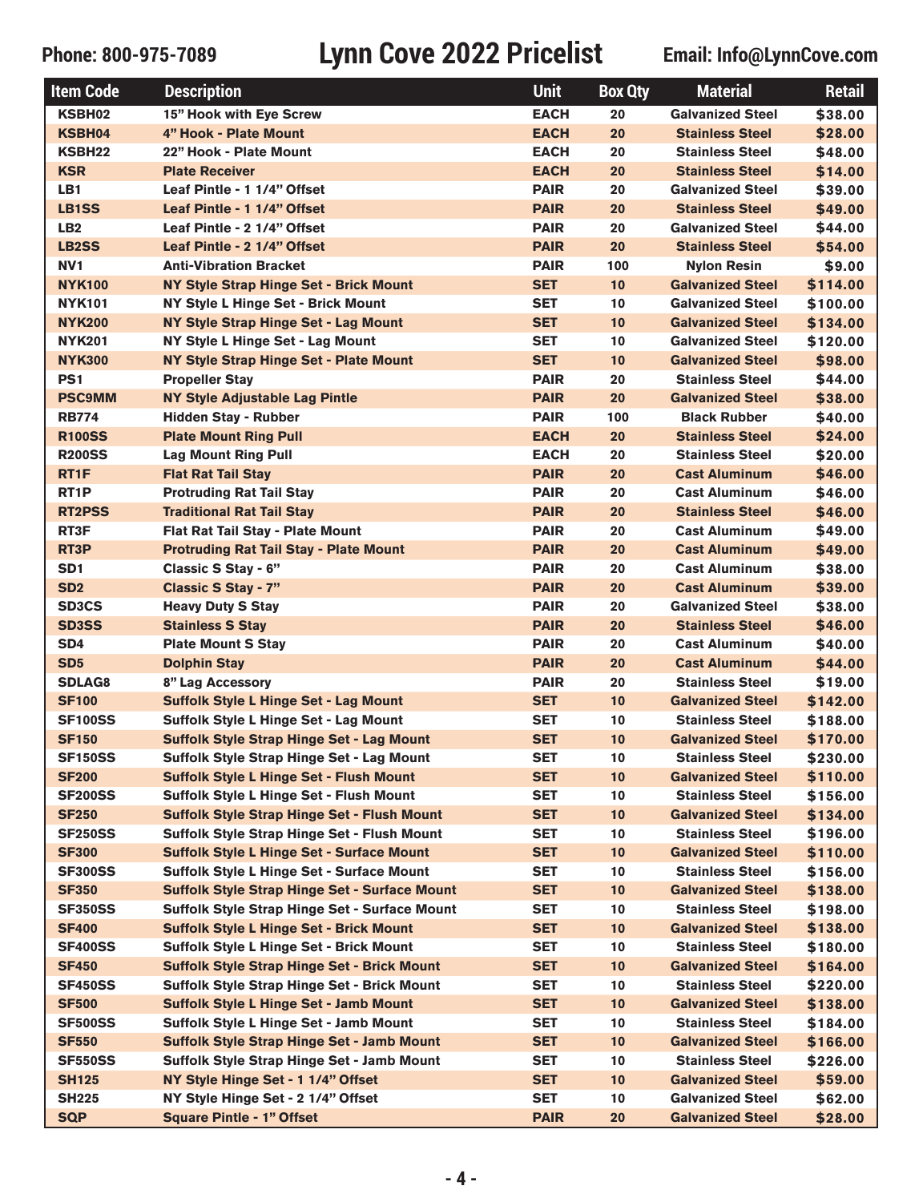Phone: 800-975-7089

# Lynn Cove 2022 Pricelist

Email: Info@LynnCove.com

| Item Code | Description | Unit | Box Qty | Material | Retail |
|---|---|---|---|---|---|
| KSBH02 | 15" Hook with Eye Screw | EACH | 20 | Galvanized Steel | $38.00 |
| KSBH04 | 4" Hook - Plate Mount | EACH | 20 | Stainless Steel | $28.00 |
| KSBH22 | 22" Hook - Plate Mount | EACH | 20 | Stainless Steel | $48.00 |
| KSR | Plate Receiver | EACH | 20 | Stainless Steel | $14.00 |
| LB1 | Leaf Pintle - 1 1/4" Offset | PAIR | 20 | Galvanized Steel | $39.00 |
| LB1SS | Leaf Pintle - 1 1/4" Offset | PAIR | 20 | Stainless Steel | $49.00 |
| LB2 | Leaf Pintle - 2 1/4" Offset | PAIR | 20 | Galvanized Steel | $44.00 |
| LB2SS | Leaf Pintle - 2 1/4" Offset | PAIR | 20 | Stainless Steel | $54.00 |
| NV1 | Anti-Vibration Bracket | PAIR | 100 | Nylon Resin | $9.00 |
| NYK100 | NY Style Strap Hinge Set - Brick Mount | SET | 10 | Galvanized Steel | $114.00 |
| NYK101 | NY Style L Hinge Set - Brick Mount | SET | 10 | Galvanized Steel | $100.00 |
| NYK200 | NY Style Strap Hinge Set - Lag Mount | SET | 10 | Galvanized Steel | $134.00 |
| NYK201 | NY Style L Hinge Set - Lag Mount | SET | 10 | Galvanized Steel | $120.00 |
| NYK300 | NY Style Strap Hinge Set - Plate Mount | SET | 10 | Galvanized Steel | $98.00 |
| PS1 | Propeller Stay | PAIR | 20 | Stainless Steel | $44.00 |
| PSC9MM | NY Style Adjustable Lag Pintle | PAIR | 20 | Galvanized Steel | $38.00 |
| RB774 | Hidden Stay - Rubber | PAIR | 100 | Black Rubber | $40.00 |
| R100SS | Plate Mount Ring Pull | EACH | 20 | Stainless Steel | $24.00 |
| R200SS | Lag Mount Ring Pull | EACH | 20 | Stainless Steel | $20.00 |
| RT1F | Flat Rat Tail Stay | PAIR | 20 | Cast Aluminum | $46.00 |
| RT1P | Protruding Rat Tail Stay | PAIR | 20 | Cast Aluminum | $46.00 |
| RT2PSS | Traditional Rat Tail Stay | PAIR | 20 | Stainless Steel | $46.00 |
| RT3F | Flat Rat Tail Stay - Plate Mount | PAIR | 20 | Cast Aluminum | $49.00 |
| RT3P | Protruding Rat Tail Stay - Plate Mount | PAIR | 20 | Cast Aluminum | $49.00 |
| SD1 | Classic S Stay - 6" | PAIR | 20 | Cast Aluminum | $38.00 |
| SD2 | Classic S Stay - 7" | PAIR | 20 | Cast Aluminum | $39.00 |
| SD3CS | Heavy Duty S Stay | PAIR | 20 | Galvanized Steel | $38.00 |
| SD3SS | Stainless S Stay | PAIR | 20 | Stainless Steel | $46.00 |
| SD4 | Plate Mount S Stay | PAIR | 20 | Cast Aluminum | $40.00 |
| SD5 | Dolphin Stay | PAIR | 20 | Cast Aluminum | $44.00 |
| SDLAG8 | 8" Lag Accessory | PAIR | 20 | Stainless Steel | $19.00 |
| SF100 | Suffolk Style L Hinge Set - Lag Mount | SET | 10 | Galvanized Steel | $142.00 |
| SF100SS | Suffolk Style L Hinge Set - Lag Mount | SET | 10 | Stainless Steel | $188.00 |
| SF150 | Suffolk Style Strap Hinge Set - Lag Mount | SET | 10 | Galvanized Steel | $170.00 |
| SF150SS | Suffolk Style Strap Hinge Set - Lag Mount | SET | 10 | Stainless Steel | $230.00 |
| SF200 | Suffolk Style L Hinge Set - Flush Mount | SET | 10 | Galvanized Steel | $110.00 |
| SF200SS | Suffolk Style L Hinge Set - Flush Mount | SET | 10 | Stainless Steel | $156.00 |
| SF250 | Suffolk Style Strap Hinge Set - Flush Mount | SET | 10 | Galvanized Steel | $134.00 |
| SF250SS | Suffolk Style Strap Hinge Set - Flush Mount | SET | 10 | Stainless Steel | $196.00 |
| SF300 | Suffolk Style L Hinge Set - Surface Mount | SET | 10 | Galvanized Steel | $110.00 |
| SF300SS | Suffolk Style L Hinge Set - Surface Mount | SET | 10 | Stainless Steel | $156.00 |
| SF350 | Suffolk Style Strap Hinge Set - Surface Mount | SET | 10 | Galvanized Steel | $138.00 |
| SF350SS | Suffolk Style Strap Hinge Set - Surface Mount | SET | 10 | Stainless Steel | $198.00 |
| SF400 | Suffolk Style L Hinge Set - Brick Mount | SET | 10 | Galvanized Steel | $138.00 |
| SF400SS | Suffolk Style L Hinge Set - Brick Mount | SET | 10 | Stainless Steel | $180.00 |
| SF450 | Suffolk Style Strap Hinge Set - Brick Mount | SET | 10 | Galvanized Steel | $164.00 |
| SF450SS | Suffolk Style Strap Hinge Set - Brick Mount | SET | 10 | Stainless Steel | $220.00 |
| SF500 | Suffolk Style L Hinge Set - Jamb Mount | SET | 10 | Galvanized Steel | $138.00 |
| SF500SS | Suffolk Style L Hinge Set - Jamb Mount | SET | 10 | Stainless Steel | $184.00 |
| SF550 | Suffolk Style Strap Hinge Set - Jamb Mount | SET | 10 | Galvanized Steel | $166.00 |
| SF550SS | Suffolk Style Strap Hinge Set - Jamb Mount | SET | 10 | Stainless Steel | $226.00 |
| SH125 | NY Style Hinge Set - 1 1/4" Offset | SET | 10 | Galvanized Steel | $59.00 |
| SH225 | NY Style Hinge Set - 2 1/4" Offset | SET | 10 | Galvanized Steel | $62.00 |
| SQP | Square Pintle - 1" Offset | PAIR | 20 | Galvanized Steel | $28.00 |